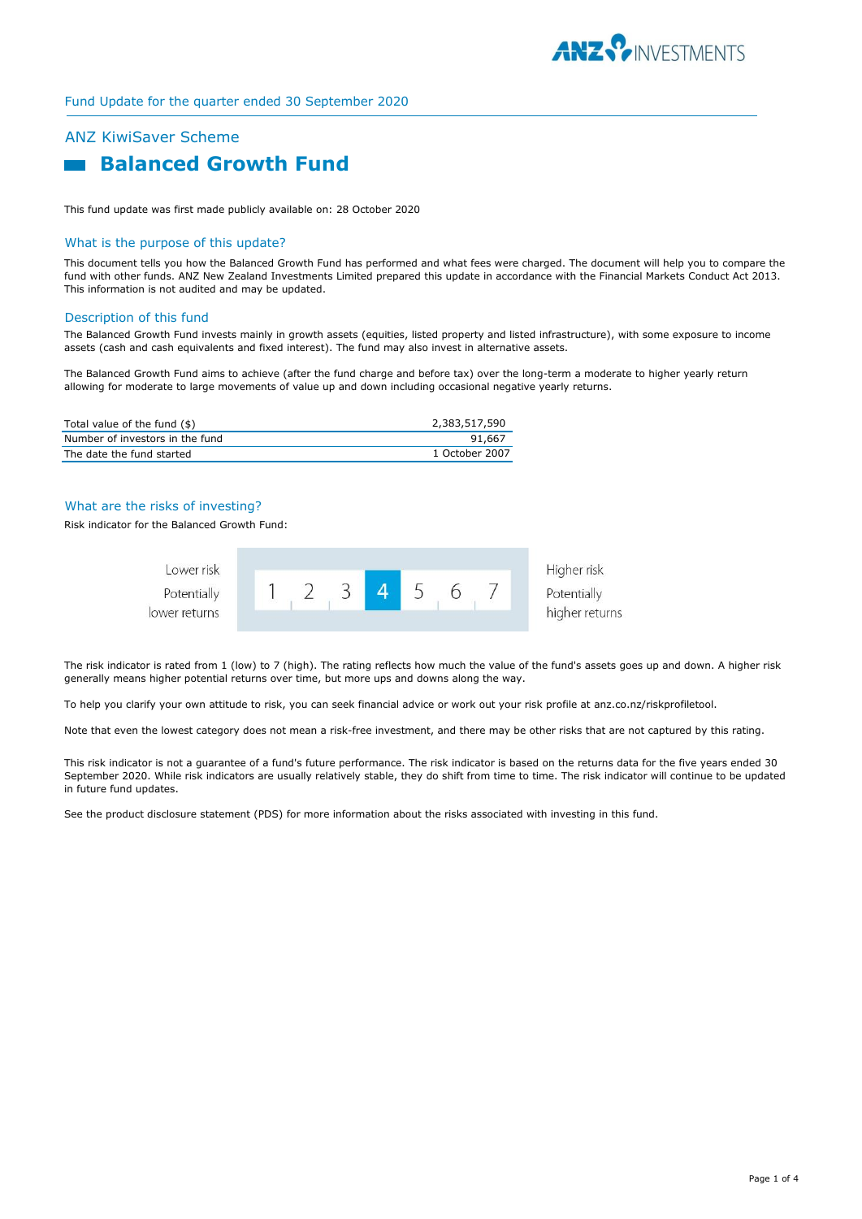Fund Update for the quarter ended 30 September 2020

## ANZ KiwiSaver Scheme

# Balanced Growth Fund

This fund update was first made publicly available on: 28 October 2020

## What is the purpose of this update?

This document tells you how the Balanced Growth Fund has performed and what fees were charged. The document will help you to compare the fund with other funds. ANZ New Zealand Investments Limited prepared this update in accordance with the Financial Markets Conduct Act 2013. This information is not audited and may be updated.

## Description of this fund

The Balanced Growth Fund invests mainly in growth assets (equities, listed property and listed infrastructure), with some exposure to income assets (cash and cash equivalents and fixed interest). The fund may also invest in alternative assets.

The Balanced Growth Fund aims to achieve (after the fund charge and before tax) over the long-term a moderate to higher yearly return allowing for moderate to large movements of value up and down including occasional negative yearly returns.

| | |
|---|---|
| Total value of the fund ($) | 2,383,517,590 |
| Number of investors in the fund | 91,667 |
| The date the fund started | 1 October 2007 |

## What are the risks of investing?

Risk indicator for the Balanced Growth Fund:

| Lower risk | | | | | | | | Higher risk |
|---|---|---|---|---|---|---|---|---|
| Potentially lower returns | 1 | 2 | 3 | **4** | 5 | 6 | 7 | Potentially higher returns |

The risk indicator is rated from 1 (low) to 7 (high). The rating reflects how much the value of the fund's assets goes up and down. A higher risk generally means higher potential returns over time, but more ups and downs along the way.

To help you clarify your own attitude to risk, you can seek financial advice or work out your risk profile at anz.co.nz/riskprofiletool.

Note that even the lowest category does not mean a risk-free investment, and there may be other risks that are not captured by this rating.

This risk indicator is not a guarantee of a fund's future performance. The risk indicator is based on the returns data for the five years ended 30 September 2020. While risk indicators are usually relatively stable, they do shift from time to time. The risk indicator will continue to be updated in future fund updates.

See the product disclosure statement (PDS) for more information about the risks associated with investing in this fund.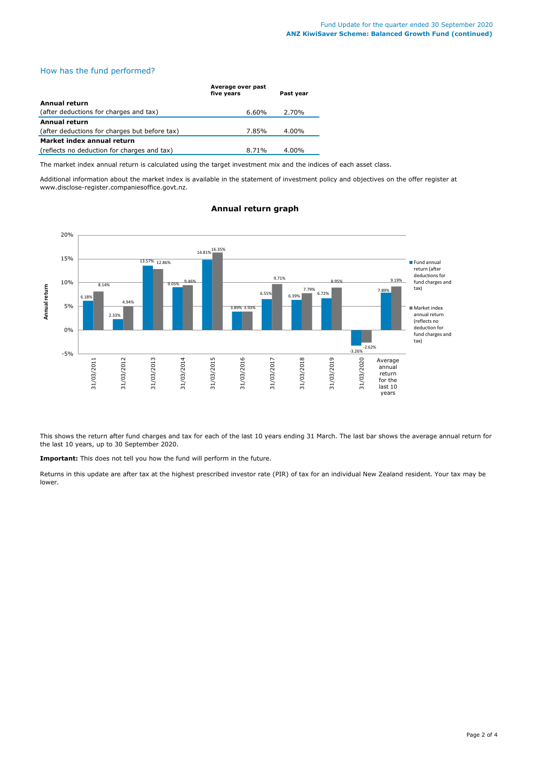## How has the fund performed?

| | Average over past five years | Past year |
|---|---|---|
| **Annual return** (after deductions for charges and tax) | 6.60% | 2.70% |
| **Annual return** (after deductions for charges but before tax) | 7.85% | 4.00% |
| **Market index annual return** (reflects no deduction for charges and tax) | 8.71% | 4.00% |

The market index annual return is calculated using the target investment mix and the indices of each asset class.

Additional information about the market index is available in the statement of investment policy and objectives on the offer register at www.disclose-register.companiesoffice.govt.nz.

### Annual return graph

| Year | Fund annual return (after deductions for fund charges and tax) | Market index annual return (reflects no deduction for fund charges and tax) |
|---|---|---|
| 31/03/2011 | 6.18% | 8.14% |
| 31/03/2012 | 2.33% | 4.94% |
| 31/03/2013 | 13.57% | 12.86% |
| 31/03/2014 | 9.05% | 9.46% |
| 31/03/2015 | 14.81% | 16.35% |
| 31/03/2016 | 3.89% | 3.93% |
| 31/03/2017 | 6.55% | 9.71% |
| 31/03/2018 | 6.39% | 7.79% |
| 31/03/2019 | 6.72% | 8.95% |
| 31/03/2020 | -3.26% | -2.62% |
| Average annual return for the last 10 years | 7.89% | 9.19% |

This shows the return after fund charges and tax for each of the last 10 years ending 31 March. The last bar shows the average annual return for the last 10 years, up to 30 September 2020.

**Important:** This does not tell you how the fund will perform in the future.

Returns in this update are after tax at the highest prescribed investor rate (PIR) of tax for an individual New Zealand resident. Your tax may be lower.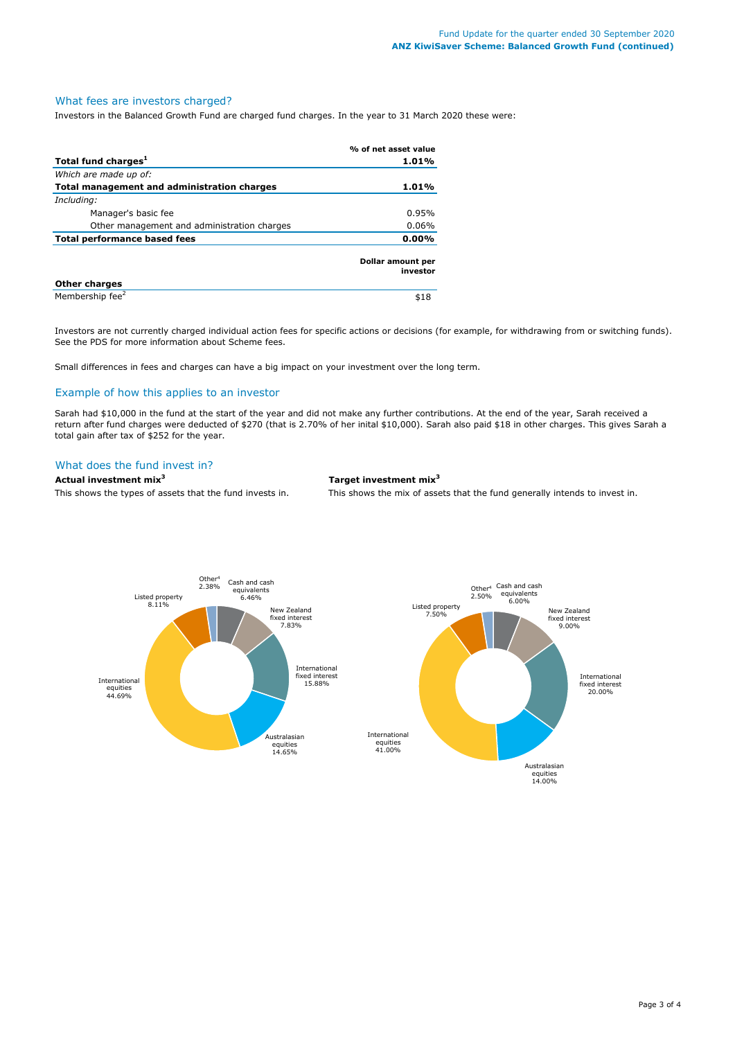## What fees are investors charged?

Investors in the Balanced Growth Fund are charged fund charges. In the year to 31 March 2020 these were:

| | % of net asset value |
|---|---|
| **Total fund charges[1]** | **1.01%** |
| *Which are made up of:* | |
| **Total management and administration charges** | **1.01%** |
| *Including:* | |
| Manager's basic fee | 0.95% |
| Other management and administration charges | 0.06% |
| **Total performance based fees** | **0.00%** |

| | Dollar amount per investor |
|---|---|
| **Other charges** | |
| Membership fee[2] | $18 |

Investors are not currently charged individual action fees for specific actions or decisions (for example, for withdrawing from or switching funds). See the PDS for more information about Scheme fees.

Small differences in fees and charges can have a big impact on your investment over the long term.

## Example of how this applies to an investor

Sarah had $10,000 in the fund at the start of the year and did not make any further contributions. At the end of the year, Sarah received a return after fund charges were deducted of $270 (that is 2.70% of her inital $10,000). Sarah also paid $18 in other charges. This gives Sarah a total gain after tax of $252 for the year.

## What does the fund invest in?

**Actual investment mix[3]**

This shows the types of assets that the fund invests in.

| Asset type | Actual |
|---|---|
| Cash and cash equivalents | 6.46% |
| New Zealand fixed interest | 7.83% |
| International fixed interest | 15.88% |
| Australasian equities | 14.65% |
| International equities | 44.69% |
| Listed property | 8.11% |
| Other[4] | 2.38% |

**Target investment mix[3]**

This shows the mix of assets that the fund generally intends to invest in.

| Asset type | Target |
|---|---|
| Cash and cash equivalents | 6.00% |
| New Zealand fixed interest | 9.00% |
| International fixed interest | 20.00% |
| Australasian equities | 14.00% |
| International equities | 41.00% |
| Listed property | 7.50% |
| Other[4] | 2.50% |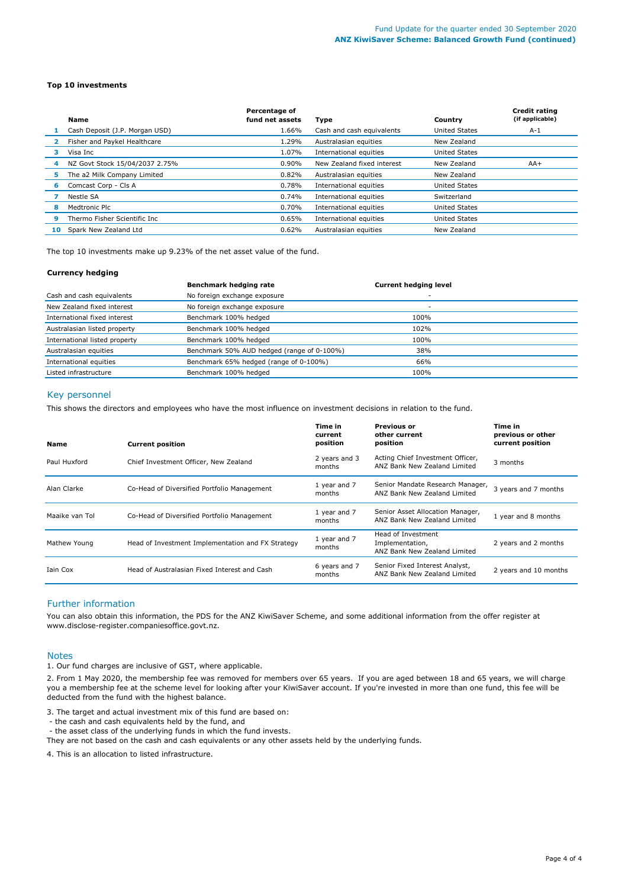### Top 10 investments

| | Name | Percentage of fund net assets | Type | Country | Credit rating (if applicable) |
|---|---|---|---|---|---|
| 1 | Cash Deposit (J.P. Morgan USD) | 1.66% | Cash and cash equivalents | United States | A-1 |
| 2 | Fisher and Paykel Healthcare | 1.29% | Australasian equities | New Zealand | |
| 3 | Visa Inc | 1.07% | International equities | United States | |
| 4 | NZ Govt Stock 15/04/2037 2.75% | 0.90% | New Zealand fixed interest | New Zealand | AA+ |
| 5 | The a2 Milk Company Limited | 0.82% | Australasian equities | New Zealand | |
| 6 | Comcast Corp - Cls A | 0.78% | International equities | United States | |
| 7 | Nestle SA | 0.74% | International equities | Switzerland | |
| 8 | Medtronic Plc | 0.70% | International equities | United States | |
| 9 | Thermo Fisher Scientific Inc | 0.65% | International equities | United States | |
| 10 | Spark New Zealand Ltd | 0.62% | Australasian equities | New Zealand | |

The top 10 investments make up 9.23% of the net asset value of the fund.

### Currency hedging

| | Benchmark hedging rate | Current hedging level |
|---|---|---|
| Cash and cash equivalents | No foreign exchange exposure | - |
| New Zealand fixed interest | No foreign exchange exposure | - |
| International fixed interest | Benchmark 100% hedged | 100% |
| Australasian listed property | Benchmark 100% hedged | 102% |
| International listed property | Benchmark 100% hedged | 100% |
| Australasian equities | Benchmark 50% AUD hedged (range of 0-100%) | 38% |
| International equities | Benchmark 65% hedged (range of 0-100%) | 66% |
| Listed infrastructure | Benchmark 100% hedged | 100% |

## Key personnel

This shows the directors and employees who have the most influence on investment decisions in relation to the fund.

| Name | Current position | Time in current position | Previous or other current position | Time in previous or other current position |
|---|---|---|---|---|
| Paul Huxford | Chief Investment Officer, New Zealand | 2 years and 3 months | Acting Chief Investment Officer, ANZ Bank New Zealand Limited | 3 months |
| Alan Clarke | Co-Head of Diversified Portfolio Management | 1 year and 7 months | Senior Mandate Research Manager, ANZ Bank New Zealand Limited | 3 years and 7 months |
| Maaike van Tol | Co-Head of Diversified Portfolio Management | 1 year and 7 months | Senior Asset Allocation Manager, ANZ Bank New Zealand Limited | 1 year and 8 months |
| Mathew Young | Head of Investment Implementation and FX Strategy | 1 year and 7 months | Head of Investment Implementation, ANZ Bank New Zealand Limited | 2 years and 2 months |
| Iain Cox | Head of Australasian Fixed Interest and Cash | 6 years and 7 months | Senior Fixed Interest Analyst, ANZ Bank New Zealand Limited | 2 years and 10 months |

## Further information

You can also obtain this information, the PDS for the ANZ KiwiSaver Scheme, and some additional information from the offer register at www.disclose-register.companiesoffice.govt.nz.

## Notes

1. Our fund charges are inclusive of GST, where applicable.

2. From 1 May 2020, the membership fee was removed for members over 65 years. If you are aged between 18 and 65 years, we will charge you a membership fee at the scheme level for looking after your KiwiSaver account. If you're invested in more than one fund, this fee will be deducted from the fund with the highest balance.

3. The target and actual investment mix of this fund are based on:
 - the cash and cash equivalents held by the fund, and
 - the asset class of the underlying funds in which the fund invests.
They are not based on the cash and cash equivalents or any other assets held by the underlying funds.

4. This is an allocation to listed infrastructure.